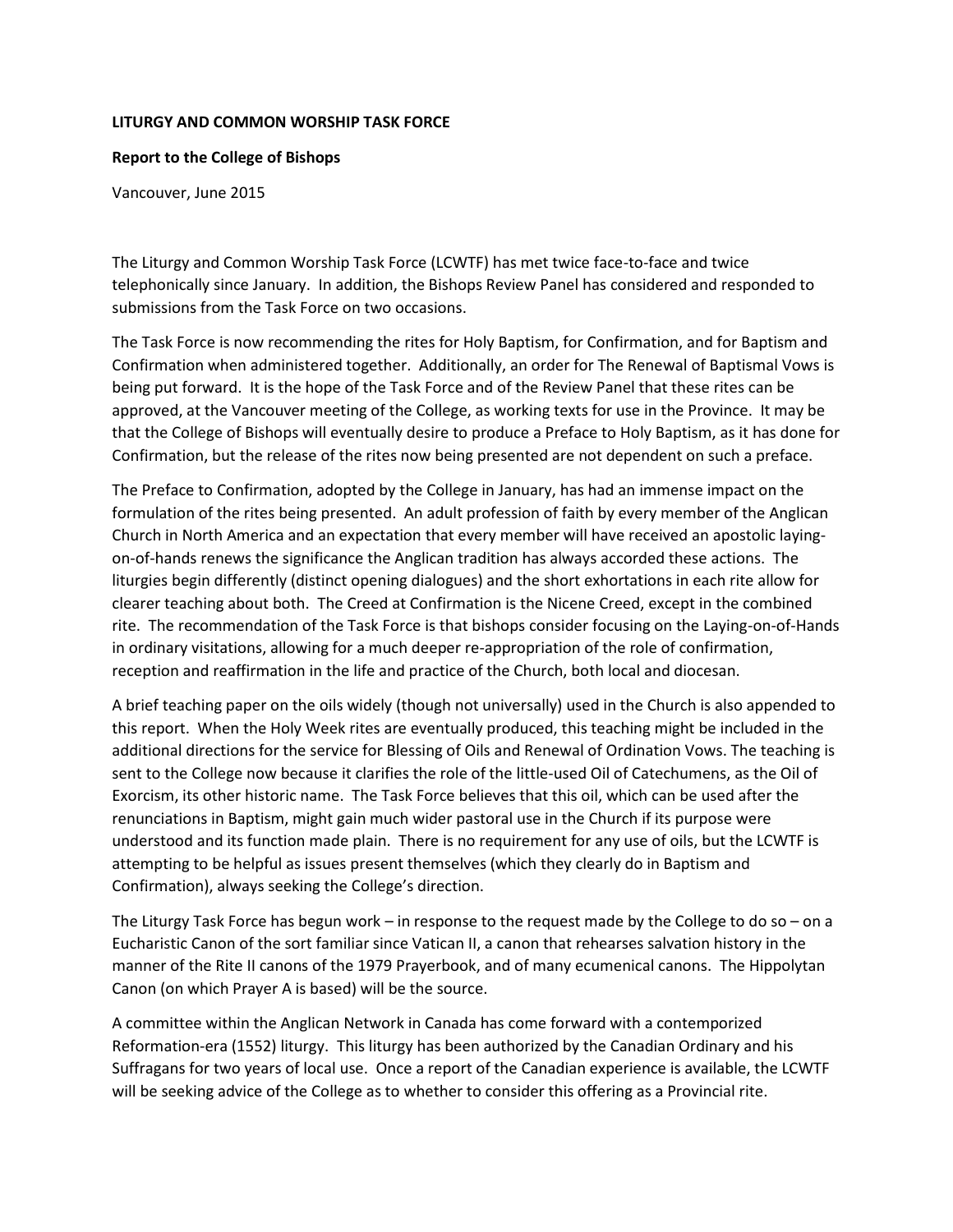**LITURGY AND COMMON WORSHIP TASK FORCE**

**Report to the College of Bishops**

Vancouver, June 2015

The Liturgy and Common Worship Task Force (LCWTF) has met twice face-to-face and twice telephonically since January. In addition, the Bishops Review Panel has considered and responded to submissions from the Task Force on two occasions.

The Task Force is now recommending the rites for Holy Baptism, for Confirmation, and for Baptism and Confirmation when administered together. Additionally, an order for The Renewal of Baptismal Vows is being put forward. It is the hope of the Task Force and of the Review Panel that these rites can be approved, at the Vancouver meeting of the College, as working texts for use in the Province. It may be that the College of Bishops will eventually desire to produce a Preface to Holy Baptism, as it has done for Confirmation, but the release of the rites now being presented are not dependent on such a preface.

The Preface to Confirmation, adopted by the College in January, has had an immense impact on the formulation of the rites being presented. An adult profession of faith by every member of the Anglican Church in North America and an expectation that every member will have received an apostolic laying-on-of-hands renews the significance the Anglican tradition has always accorded these actions. The liturgies begin differently (distinct opening dialogues) and the short exhortations in each rite allow for clearer teaching about both. The Creed at Confirmation is the Nicene Creed, except in the combined rite. The recommendation of the Task Force is that bishops consider focusing on the Laying-on-of-Hands in ordinary visitations, allowing for a much deeper re-appropriation of the role of confirmation, reception and reaffirmation in the life and practice of the Church, both local and diocesan.

A brief teaching paper on the oils widely (though not universally) used in the Church is also appended to this report. When the Holy Week rites are eventually produced, this teaching might be included in the additional directions for the service for Blessing of Oils and Renewal of Ordination Vows. The teaching is sent to the College now because it clarifies the role of the little-used Oil of Catechumens, as the Oil of Exorcism, its other historic name. The Task Force believes that this oil, which can be used after the renunciations in Baptism, might gain much wider pastoral use in the Church if its purpose were understood and its function made plain. There is no requirement for any use of oils, but the LCWTF is attempting to be helpful as issues present themselves (which they clearly do in Baptism and Confirmation), always seeking the College's direction.

The Liturgy Task Force has begun work – in response to the request made by the College to do so – on a Eucharistic Canon of the sort familiar since Vatican II, a canon that rehearses salvation history in the manner of the Rite II canons of the 1979 Prayerbook, and of many ecumenical canons. The Hippolytan Canon (on which Prayer A is based) will be the source.

A committee within the Anglican Network in Canada has come forward with a contemporized Reformation-era (1552) liturgy. This liturgy has been authorized by the Canadian Ordinary and his Suffragans for two years of local use. Once a report of the Canadian experience is available, the LCWTF will be seeking advice of the College as to whether to consider this offering as a Provincial rite.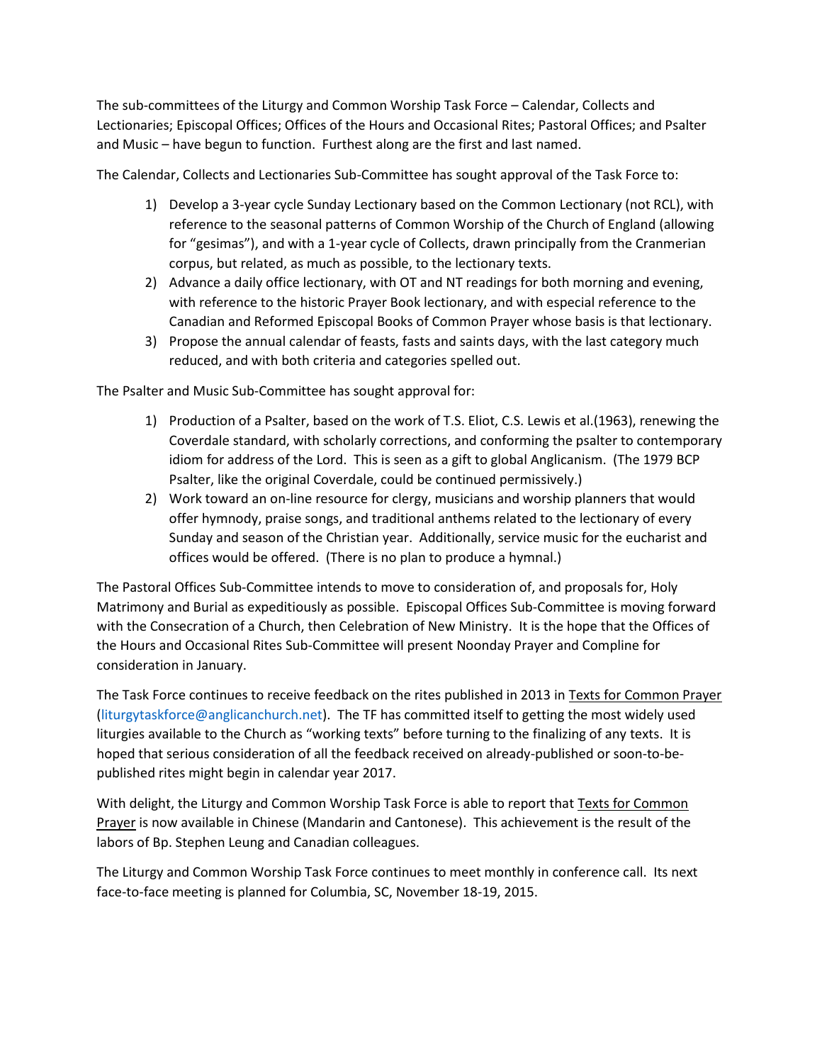The sub-committees of the Liturgy and Common Worship Task Force – Calendar, Collects and Lectionaries; Episcopal Offices; Offices of the Hours and Occasional Rites; Pastoral Offices; and Psalter and Music – have begun to function. Furthest along are the first and last named.

The Calendar, Collects and Lectionaries Sub-Committee has sought approval of the Task Force to:

1) Develop a 3-year cycle Sunday Lectionary based on the Common Lectionary (not RCL), with reference to the seasonal patterns of Common Worship of the Church of England (allowing for "gesimas"), and with a 1-year cycle of Collects, drawn principally from the Cranmerian corpus, but related, as much as possible, to the lectionary texts.
2) Advance a daily office lectionary, with OT and NT readings for both morning and evening, with reference to the historic Prayer Book lectionary, and with especial reference to the Canadian and Reformed Episcopal Books of Common Prayer whose basis is that lectionary.
3) Propose the annual calendar of feasts, fasts and saints days, with the last category much reduced, and with both criteria and categories spelled out.

The Psalter and Music Sub-Committee has sought approval for:

1) Production of a Psalter, based on the work of T.S. Eliot, C.S. Lewis et al.(1963), renewing the Coverdale standard, with scholarly corrections, and conforming the psalter to contemporary idiom for address of the Lord. This is seen as a gift to global Anglicanism. (The 1979 BCP Psalter, like the original Coverdale, could be continued permissively.)
2) Work toward an on-line resource for clergy, musicians and worship planners that would offer hymnody, praise songs, and traditional anthems related to the lectionary of every Sunday and season of the Christian year. Additionally, service music for the eucharist and offices would be offered. (There is no plan to produce a hymnal.)

The Pastoral Offices Sub-Committee intends to move to consideration of, and proposals for, Holy Matrimony and Burial as expeditiously as possible. Episcopal Offices Sub-Committee is moving forward with the Consecration of a Church, then Celebration of New Ministry. It is the hope that the Offices of the Hours and Occasional Rites Sub-Committee will present Noonday Prayer and Compline for consideration in January.

The Task Force continues to receive feedback on the rites published in 2013 in Texts for Common Prayer (liturgytaskforce@anglicanchurch.net). The TF has committed itself to getting the most widely used liturgies available to the Church as "working texts" before turning to the finalizing of any texts. It is hoped that serious consideration of all the feedback received on already-published or soon-to-be-published rites might begin in calendar year 2017.

With delight, the Liturgy and Common Worship Task Force is able to report that Texts for Common Prayer is now available in Chinese (Mandarin and Cantonese). This achievement is the result of the labors of Bp. Stephen Leung and Canadian colleagues.

The Liturgy and Common Worship Task Force continues to meet monthly in conference call. Its next face-to-face meeting is planned for Columbia, SC, November 18-19, 2015.